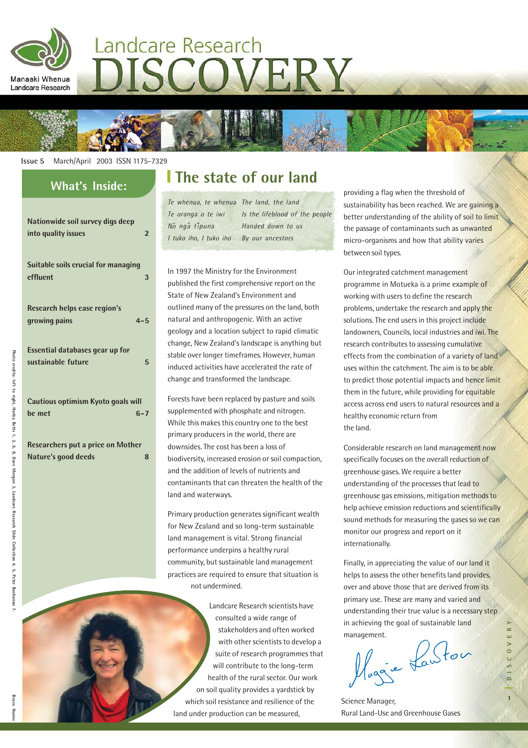# Landcare Research DISCOVERY

Manaaki Whenua Landcare Research

Issue 5 March/April 2003 ISSN 1175-7329

## What's Inside:

| | |
|---|---|
| Nationwide soil survey digs deep into quality issues | 2 |
| Suitable soils crucial for managing effluent | 3 |
| Research helps ease region's growing pains | 4–5 |
| Essential databases gear up for sustainable future | 5 |
| Cautious optimism Kyoto goals will be met | 6–7 |
| Researchers put a price on Mother Nature's good deeds | 8 |

Photo credits: left to right, Harley Betts 1, 2, 6, 8, Dave Morgan 3, Landcare Research Slide Collection 4, 5, Peter Buchanan 7.

## The state of our land

| | |
|---|---|
| *Te whenua, te whenua* | *The land, the land* |
| *Te oranga o te iwi* | *Is the lifeblood of the people* |
| *Nō ngā tīpuna* | *Handed down to us* |
| *I tuko iho, I tuko iho* | *By our ancestors* |

In 1997 the Ministry for the Environment published the first comprehensive report on the State of New Zealand's Environment and outlined many of the pressures on the land, both natural and anthropogenic. With an active geology and a location subject to rapid climatic change, New Zealand's landscape is anything but stable over longer timeframes. However, human induced activities have accelerated the rate of change and transformed the landscape.

Forests have been replaced by pasture and soils supplemented with phosphate and nitrogen. While this makes this country one to the best primary producers in the world, there are downsides. The cost has been a loss of biodiversity, increased erosion or soil compaction, and the addition of levels of nutrients and contaminants that can threaten the health of the land and waterways.

Primary production generates significant wealth for New Zealand and so long-term sustainable land management is vital. Strong financial performance underpins a healthy rural community, but sustainable land management practices are required to ensure that situation is not undermined.

Landcare Research scientists have consulted a wide range of stakeholders and often worked with other scientists to develop a suite of research programmes that will contribute to the long-term health of the rural sector. Our work on soil quality provides a yardstick by which soil resistance and resilience of the land under production can be measured, providing a flag when the threshold of sustainability has been reached. We are gaining a better understanding of the ability of soil to limit the passage of contaminants such as unwanted micro-organisms and how that ability varies between soil types.

Our integrated catchment management programme in Motueka is a prime example of working with users to define the research problems, undertake the research and apply the solutions. The end users in this project include landowners, Councils, local industries and iwi. The research contributes to assessing cumulative effects from the combination of a variety of land uses within the catchment. The aim is to be able to predict those potential impacts and hence limit them in the future, while providing for equitable access across end users to natural resources and a healthy economic return from the land.

Considerable research on land management now specifically focuses on the overall reduction of greenhouse gases. We require a better understanding of the processes that lead to greenhouse gas emissions, mitigation methods to help achieve emission reductions and scientifically sound methods for measuring the gases so we can monitor our progress and report on it internationally.

Finally, in appreciating the value of our land it helps to assess the other benefits land provides, over and above those that are derived from its primary use. These are many and varied and understanding their true value is a necessary step in achieving the goal of sustainable land management.

Maggie Lawton

Science Manager,
Rural Land-Use and Greenhouse Gases

Bruce Nunns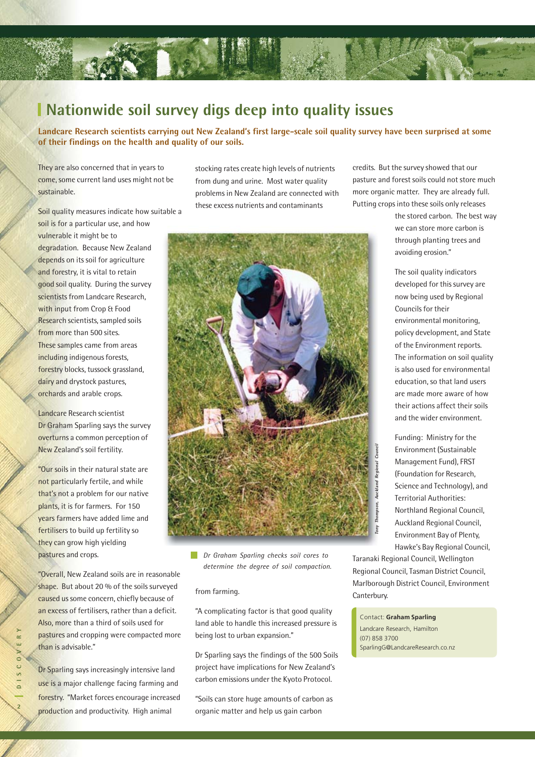# Nationwide soil survey digs deep into quality issues

**Landcare Research scientists carrying out New Zealand's first large-scale soil quality survey have been surprised at some of their findings on the health and quality of our soils.**

They are also concerned that in years to come, some current land uses might not be sustainable.

Soil quality measures indicate how suitable a soil is for a particular use, and how vulnerable it might be to degradation. Because New Zealand depends on its soil for agriculture and forestry, it is vital to retain good soil quality. During the survey scientists from Landcare Research, with input from Crop & Food Research scientists, sampled soils from more than 500 sites. These samples came from areas including indigenous forests, forestry blocks, tussock grassland, dairy and drystock pastures, orchards and arable crops.

Landcare Research scientist Dr Graham Sparling says the survey overturns a common perception of New Zealand's soil fertility.

"Our soils in their natural state are not particularly fertile, and while that's not a problem for our native plants, it is for farmers. For 150 years farmers have added lime and fertilisers to build up fertility so they can grow high yielding pastures and crops.

"Overall, New Zealand soils are in reasonable shape. But about 20 % of the soils surveyed caused us some concern, chiefly because of an excess of fertilisers, rather than a deficit. Also, more than a third of soils used for pastures and cropping were compacted more than is advisable."

Dr Sparling says increasingly intensive land use is a major challenge facing farming and forestry. "Market forces encourage increased production and productivity. High animal stocking rates create high levels of nutrients from dung and urine. Most water quality problems in New Zealand are connected with these excess nutrients and contaminants from farming.

*Dr Graham Sparling checks soil cores to determine the degree of soil compaction.*

*Tony Thompson, Auckland Regional Council*

"A complicating factor is that good quality land able to handle this increased pressure is being lost to urban expansion."

Dr Sparling says the findings of the 500 Soils project have implications for New Zealand's carbon emissions under the Kyoto Protocol.

"Soils can store huge amounts of carbon as organic matter and help us gain carbon credits. But the survey showed that our pasture and forest soils could not store much more organic matter. They are already full. Putting crops into these soils only releases the stored carbon. The best way we can store more carbon is through planting trees and avoiding erosion."

The soil quality indicators developed for this survey are now being used by Regional Councils for their environmental monitoring, policy development, and State of the Environment reports. The information on soil quality is also used for environmental education, so that land users are made more aware of how their actions affect their soils and the wider environment.

Funding: Ministry for the Environment (Sustainable Management Fund), FRST (Foundation for Research, Science and Technology), and Territorial Authorities: Northland Regional Council, Auckland Regional Council, Environment Bay of Plenty, Hawke's Bay Regional Council, Taranaki Regional Council, Wellington Regional Council, Tasman District Council, Marlborough District Council, Environment Canterbury.

Contact: **Graham Sparling**
Landcare Research, Hamilton
(07) 858 3700
SparlingG@LandcareResearch.co.nz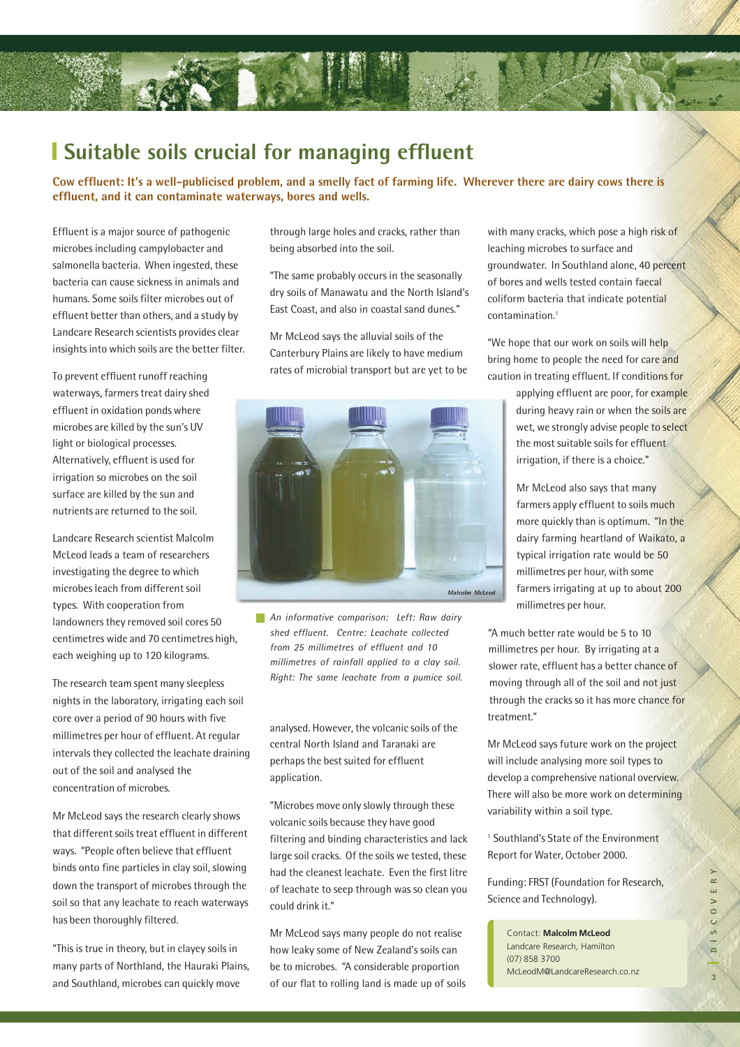# Suitable soils crucial for managing effluent

**Cow effluent: It's a well-publicised problem, and a smelly fact of farming life. Wherever there are dairy cows there is effluent, and it can contaminate waterways, bores and wells.**

Effluent is a major source of pathogenic microbes including campylobacter and salmonella bacteria. When ingested, these bacteria can cause sickness in animals and humans. Some soils filter microbes out of effluent better than others, and a study by Landcare Research scientists provides clear insights into which soils are the better filter.

To prevent effluent runoff reaching waterways, farmers treat dairy shed effluent in oxidation ponds where microbes are killed by the sun's UV light or biological processes. Alternatively, effluent is used for irrigation so microbes on the soil surface are killed by the sun and nutrients are returned to the soil.

Landcare Research scientist Malcolm McLeod leads a team of researchers investigating the degree to which microbes leach from different soil types. With cooperation from landowners they removed soil cores 50 centimetres wide and 70 centimetres high, each weighing up to 120 kilograms.

The research team spent many sleepless nights in the laboratory, irrigating each soil core over a period of 90 hours with five millimetres per hour of effluent. At regular intervals they collected the leachate draining out of the soil and analysed the concentration of microbes.

Mr McLeod says the research clearly shows that different soils treat effluent in different ways. "People often believe that effluent binds onto fine particles in clay soil, slowing down the transport of microbes through the soil so that any leachate to reach waterways has been thoroughly filtered.

"This is true in theory, but in clayey soils in many parts of Northland, the Hauraki Plains, and Southland, microbes can quickly move through large holes and cracks, rather than being absorbed into the soil.

"The same probably occurs in the seasonally dry soils of Manawatu and the North Island's East Coast, and also in coastal sand dunes."

Mr McLeod says the alluvial soils of the Canterbury Plains are likely to have medium rates of microbial transport but are yet to be analysed. However, the volcanic soils of the central North Island and Taranaki are perhaps the best suited for effluent application.

*An informative comparison: Left: Raw dairy shed effluent. Centre: Leachate collected from 25 millimetres of effluent and 10 millimetres of rainfall applied to a clay soil. Right: The same leachate from a pumice soil.*

"Microbes move only slowly through these volcanic soils because they have good filtering and binding characteristics and lack large soil cracks. Of the soils we tested, these had the cleanest leachate. Even the first litre of leachate to seep through was so clean you could drink it."

Mr McLeod says many people do not realise how leaky some of New Zealand's soils can be to microbes. "A considerable proportion of our flat to rolling land is made up of soils with many cracks, which pose a high risk of leaching microbes to surface and groundwater. In Southland alone, 40 percent of bores and wells tested contain faecal coliform bacteria that indicate potential contamination.[1]

"We hope that our work on soils will help bring home to people the need for care and caution in treating effluent. If conditions for applying effluent are poor, for example during heavy rain or when the soils are wet, we strongly advise people to select the most suitable soils for effluent irrigation, if there is a choice."

Mr McLeod also says that many farmers apply effluent to soils much more quickly than is optimum. "In the dairy farming heartland of Waikato, a typical irrigation rate would be 50 millimetres per hour, with some farmers irrigating at up to about 200 millimetres per hour.

"A much better rate would be 5 to 10 millimetres per hour. By irrigating at a slower rate, effluent has a better chance of moving through all of the soil and not just through the cracks so it has more chance for treatment."

Mr McLeod says future work on the project will include analysing more soil types to develop a comprehensive national overview. There will also be more work on determining variability within a soil type.

[1] Southland's State of the Environment Report for Water, October 2000.

Funding: FRST (Foundation for Research, Science and Technology).

Contact: **Malcolm McLeod**
Landcare Research, Hamilton
(07) 858 3700
McLeodM@LandcareResearch.co.nz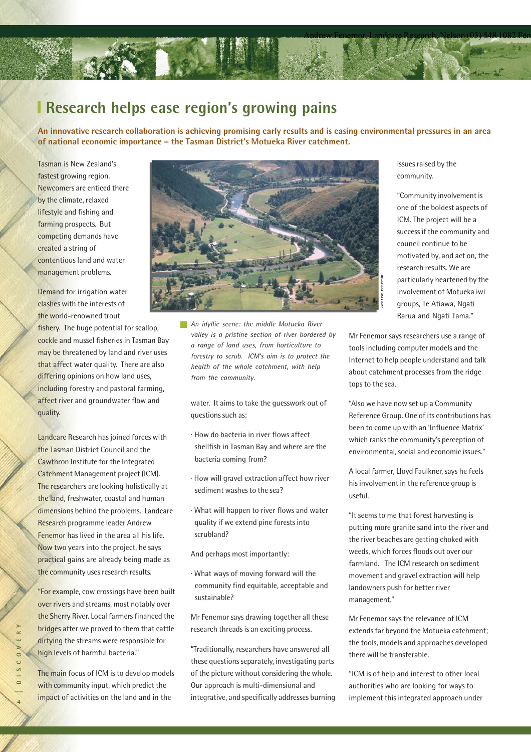## Research helps ease region's growing pains

**An innovative research collaboration is achieving promising early results and is easing environmental pressures in an area of national economic importance – the Tasman District's Motueka River catchment.**

Tasman is New Zealand's fastest growing region. Newcomers are enticed there by the climate, relaxed lifestyle and fishing and farming prospects. But competing demands have created a string of contentious land and water management problems.

Demand for irrigation water clashes with the interests of the world-renowned trout fishery. The huge potential for scallop, cockle and mussel fisheries in Tasman Bay may be threatened by land and river uses that affect water quality. There are also differing opinions on how land uses, including forestry and pastoral farming, affect river and groundwater flow and quality.

Landcare Research has joined forces with the Tasman District Council and the Cawthron Institute for the Integrated Catchment Management project (ICM). The researchers are looking holistically at the land, freshwater, coastal and human dimensions behind the problems. Landcare Research programme leader Andrew Fenemor has lived in the area all his life. Now two years into the project, he says practical gains are already being made as the community uses research results.

"For example, cow crossings have been built over rivers and streams, most notably over the Sherry River. Local farmers financed the bridges after we proved to them that cattle dirtying the streams were responsible for high levels of harmful bacteria."

The main focus of ICM is to develop models with community input, which predict the impact of activities on the land and in the water. It aims to take the guesswork out of questions such as:

- How do bacteria in river flows affect shellfish in Tasman Bay and where are the bacteria coming from?
- How will gravel extraction affect how river sediment washes to the sea?
- What will happen to river flows and water quality if we extend pine forests into scrubland?

And perhaps most importantly:

- What ways of moving forward will the community find equitable, acceptable and sustainable?

*An idyllic scene: the middle Motueka River valley is a pristine section of river bordered by a range of land uses, from horticulture to forestry to scrub. ICM's aim is to protect the health of the whole catchment, with help from the community.*

Mr Fenemor says drawing together all these research threads is an exciting process.

"Traditionally, researchers have answered all these questions separately, investigating parts of the picture without considering the whole. Our approach is multi-dimensional and integrative, and specifically addresses burning issues raised by the community.

"Community involvement is one of the boldest aspects of ICM. The project will be a success if the community and council continue to be motivated by, and act on, the research results. We are particularly heartened by the involvement of Motueka iwi groups, Te Atiawa, Ngati Rarua and Ngati Tama."

Mr Fenemor says researchers use a range of tools including computer models and the Internet to help people understand and talk about catchment processes from the ridge tops to the sea.

"Also we have now set up a Community Reference Group. One of its contributions has been to come up with an 'Influence Matrix' which ranks the community's perception of environmental, social and economic issues."

A local farmer, Lloyd Faulkner, says he feels his involvement in the reference group is useful.

"It seems to me that forest harvesting is putting more granite sand into the river and the river beaches are getting choked with weeds, which forces floods out over our farmland. The ICM research on sediment movement and gravel extraction will help landowners push for better river management."

Mr Fenemor says the relevance of ICM extends far beyond the Motueka catchment; the tools, models and approaches developed there will be transferable.

"ICM is of help and interest to other local authorities who are looking for ways to implement this integrated approach under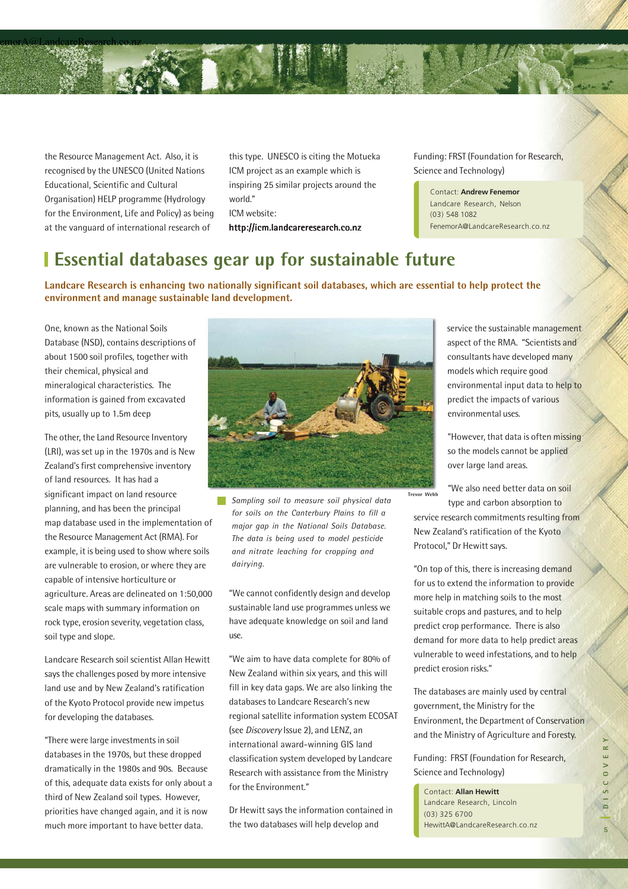the Resource Management Act. Also, it is recognised by the UNESCO (United Nations Educational, Scientific and Cultural Organisation) HELP programme (Hydrology for the Environment, Life and Policy) as being at the vanguard of international research of this type. UNESCO is citing the Motueka ICM project as an example which is inspiring 25 similar projects around the world."

ICM website:
**http://icm.landcareresearch.co.nz**

Funding: FRST (Foundation for Research, Science and Technology)

Contact: **Andrew Fenemor**
Landcare Research, Nelson
(03) 548 1082
FenemorA@LandcareResearch.co.nz

# Essential databases gear up for sustainable future

**Landcare Research is enhancing two nationally significant soil databases, which are essential to help protect the environment and manage sustainable land development.**

One, known as the National Soils Database (NSD), contains descriptions of about 1500 soil profiles, together with their chemical, physical and mineralogical characteristics. The information is gained from excavated pits, usually up to 1.5m deep

The other, the Land Resource Inventory (LRI), was set up in the 1970s and is New Zealand's first comprehensive inventory of land resources. It has had a significant impact on land resource planning, and has been the principal map database used in the implementation of the Resource Management Act (RMA). For example, it is being used to show where soils are vulnerable to erosion, or where they are capable of intensive horticulture or agriculture. Areas are delineated on 1:50,000 scale maps with summary information on rock type, erosion severity, vegetation class, soil type and slope.

Landcare Research soil scientist Allan Hewitt says the challenges posed by more intensive land use and by New Zealand's ratification of the Kyoto Protocol provide new impetus for developing the databases.

"There were large investments in soil databases in the 1970s, but these dropped dramatically in the 1980s and 90s. Because of this, adequate data exists for only about a third of New Zealand soil types. However, priorities have changed again, and it is now much more important to have better data.

*Sampling soil to measure soil physical data for soils on the Canterbury Plains to fill a major gap in the National Soils Database. The data is being used to model pesticide and nitrate leaching for cropping and dairying.*

Trevor Webb

"We cannot confidently design and develop sustainable land use programmes unless we have adequate knowledge on soil and land use.

"We aim to have data complete for 80% of New Zealand within six years, and this will fill in key data gaps. We are also linking the databases to Landcare Research's new regional satellite information system ECOSAT (see *Discovery* Issue 2), and LENZ, an international award-winning GIS land classification system developed by Landcare Research with assistance from the Ministry for the Environment."

Dr Hewitt says the information contained in the two databases will help develop and service the sustainable management aspect of the RMA. "Scientists and consultants have developed many models which require good environmental input data to help to predict the impacts of various environmental uses.

"However, that data is often missing so the models cannot be applied over large land areas.

"We also need better data on soil type and carbon absorption to service research commitments resulting from New Zealand's ratification of the Kyoto Protocol," Dr Hewitt says.

"On top of this, there is increasing demand for us to extend the information to provide more help in matching soils to the most suitable crops and pastures, and to help predict crop performance. There is also demand for more data to help predict areas vulnerable to weed infestations, and to help predict erosion risks."

The databases are mainly used by central government, the Ministry for the Environment, the Department of Conservation and the Ministry of Agriculture and Foresty.

Funding: FRST (Foundation for Research, Science and Technology)

Contact: **Allan Hewitt**
Landcare Research, Lincoln
(03) 325 6700
HewittA@LandcareResearch.co.nz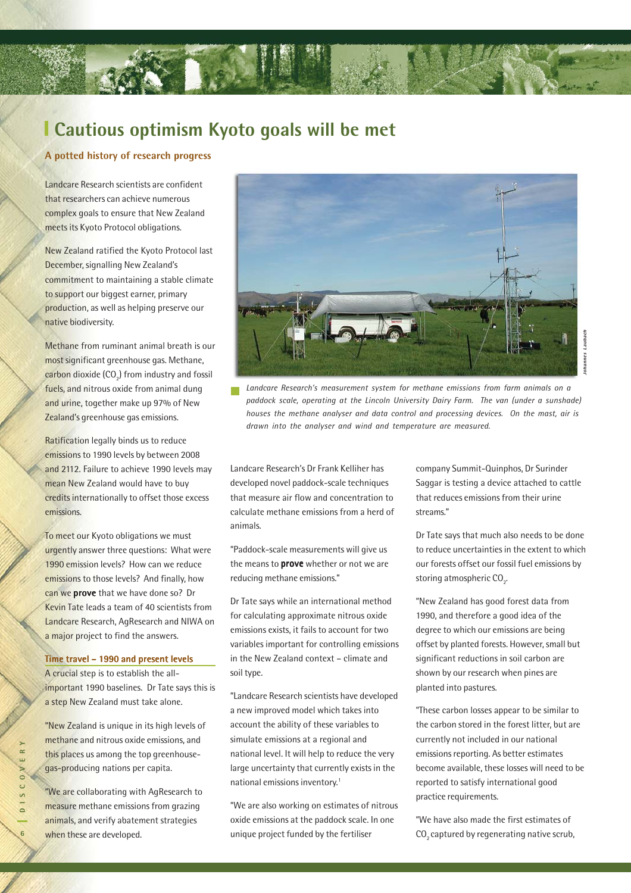# Cautious optimism Kyoto goals will be met

## A potted history of research progress

Landcare Research scientists are confident that researchers can achieve numerous complex goals to ensure that New Zealand meets its Kyoto Protocol obligations.

New Zealand ratified the Kyoto Protocol last December, signalling New Zealand's commitment to maintaining a stable climate to support our biggest earner, primary production, as well as helping preserve our native biodiversity.

Methane from ruminant animal breath is our most significant greenhouse gas. Methane, carbon dioxide ($CO_2$) from industry and fossil fuels, and nitrous oxide from animal dung and urine, together make up 97% of New Zealand's greenhouse gas emissions.

Ratification legally binds us to reduce emissions to 1990 levels by between 2008 and 2112. Failure to achieve 1990 levels may mean New Zealand would have to buy credits internationally to offset those excess emissions.

To meet our Kyoto obligations we must urgently answer three questions: What were 1990 emission levels? How can we reduce emissions to those levels? And finally, how can we **prove** that we have done so? Dr Kevin Tate leads a team of 40 scientists from Landcare Research, AgResearch and NIWA on a major project to find the answers.

### Time travel – 1990 and present levels

A crucial step is to establish the all-important 1990 baselines. Dr Tate says this is a step New Zealand must take alone.

"New Zealand is unique in its high levels of methane and nitrous oxide emissions, and this places us among the top greenhouse-gas-producing nations per capita.

"We are collaborating with AgResearch to measure methane emissions from grazing animals, and verify abatement strategies when these are developed.

*Landcare Research's measurement system for methane emissions from farm animals on a paddock scale, operating at the Lincoln University Dairy Farm. The van (under a sunshade) houses the methane analyser and data control and processing devices. On the mast, air is drawn into the analyser and wind and temperature are measured.*

Landcare Research's Dr Frank Kelliher has developed novel paddock-scale techniques that measure air flow and concentration to calculate methane emissions from a herd of animals.

"Paddock-scale measurements will give us the means to **prove** whether or not we are reducing methane emissions."

Dr Tate says while an international method for calculating approximate nitrous oxide emissions exists, it fails to account for two variables important for controlling emissions in the New Zealand context – climate and soil type.

"Landcare Research scientists have developed a new improved model which takes into account the ability of these variables to simulate emissions at a regional and national level. It will help to reduce the very large uncertainty that currently exists in the national emissions inventory.[1]

"We are also working on estimates of nitrous oxide emissions at the paddock scale. In one unique project funded by the fertiliser company Summit-Quinphos, Dr Surinder Saggar is testing a device attached to cattle that reduces emissions from their urine streams."

Dr Tate says that much also needs to be done to reduce uncertainties in the extent to which our forests offset our fossil fuel emissions by storing atmospheric $CO_2$.

"New Zealand has good forest data from 1990, and therefore a good idea of the degree to which our emissions are being offset by planted forests. However, small but significant reductions in soil carbon are shown by our research when pines are planted into pastures.

"These carbon losses appear to be similar to the carbon stored in the forest litter, but are currently not included in our national emissions reporting. As better estimates become available, these losses will need to be reported to satisfy international good practice requirements.

"We have also made the first estimates of $CO_2$ captured by regenerating native scrub,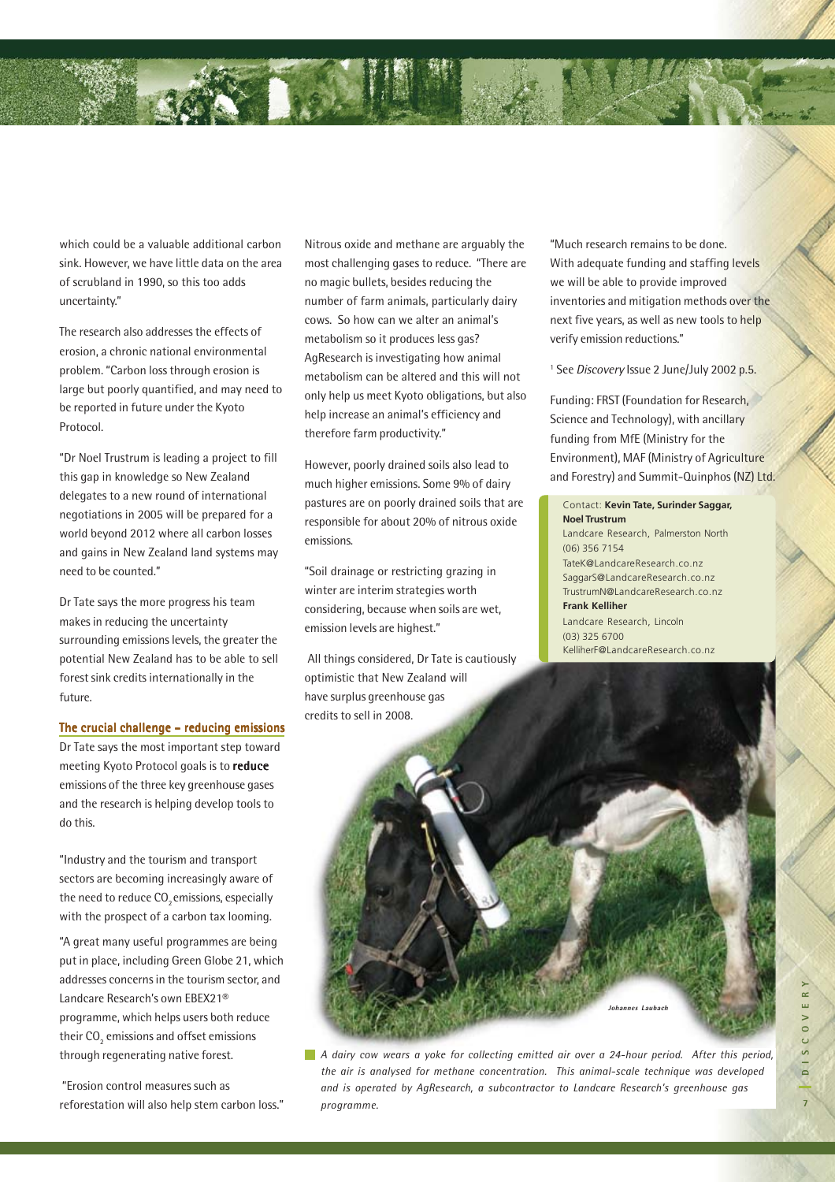which could be a valuable additional carbon sink. However, we have little data on the area of scrubland in 1990, so this too adds uncertainty."

The research also addresses the effects of erosion, a chronic national environmental problem. "Carbon loss through erosion is large but poorly quantified, and may need to be reported in future under the Kyoto Protocol.

"Dr Noel Trustrum is leading a project to fill this gap in knowledge so New Zealand delegates to a new round of international negotiations in 2005 will be prepared for a world beyond 2012 where all carbon losses and gains in New Zealand land systems may need to be counted."

Dr Tate says the more progress his team makes in reducing the uncertainty surrounding emissions levels, the greater the potential New Zealand has to be able to sell forest sink credits internationally in the future.

### The crucial challenge – reducing emissions

Dr Tate says the most important step toward meeting Kyoto Protocol goals is to **reduce** emissions of the three key greenhouse gases and the research is helping develop tools to do this.

"Industry and the tourism and transport sectors are becoming increasingly aware of the need to reduce $CO_2$ emissions, especially with the prospect of a carbon tax looming.

"A great many useful programmes are being put in place, including Green Globe 21, which addresses concerns in the tourism sector, and Landcare Research's own EBEX21® programme, which helps users both reduce their $CO_2$ emissions and offset emissions through regenerating native forest.

"Erosion control measures such as reforestation will also help stem carbon loss."

Nitrous oxide and methane are arguably the most challenging gases to reduce. "There are no magic bullets, besides reducing the number of farm animals, particularly dairy cows. So how can we alter an animal's metabolism so it produces less gas? AgResearch is investigating how animal metabolism can be altered and this will not only help us meet Kyoto obligations, but also help increase an animal's efficiency and therefore farm productivity."

However, poorly drained soils also lead to much higher emissions. Some 9% of dairy pastures are on poorly drained soils that are responsible for about 20% of nitrous oxide emissions.

"Soil drainage or restricting grazing in winter are interim strategies worth considering, because when soils are wet, emission levels are highest."

All things considered, Dr Tate is cautiously optimistic that New Zealand will have surplus greenhouse gas credits to sell in 2008.

"Much research remains to be done. With adequate funding and staffing levels we will be able to provide improved inventories and mitigation methods over the next five years, as well as new tools to help verify emission reductions."

[1] See *Discovery* Issue 2 June/July 2002 p.5.

Funding: FRST (Foundation for Research, Science and Technology), with ancillary funding from MfE (Ministry for the Environment), MAF (Ministry of Agriculture and Forestry) and Summit-Quinphos (NZ) Ltd.

Contact: **Kevin Tate, Surinder Saggar, Noel Trustrum**
Landcare Research, Palmerston North
(06) 356 7154
TateK@LandcareResearch.co.nz
SaggarS@LandcareResearch.co.nz
TrustrumN@LandcareResearch.co.nz
**Frank Kelliher**
Landcare Research, Lincoln
(03) 325 6700
KelliherF@LandcareResearch.co.nz

*Johannes Laubach*

*A dairy cow wears a yoke for collecting emitted air over a 24-hour period. After this period, the air is analysed for methane concentration. This animal-scale technique was developed and is operated by AgResearch, a subcontractor to Landcare Research's greenhouse gas programme.*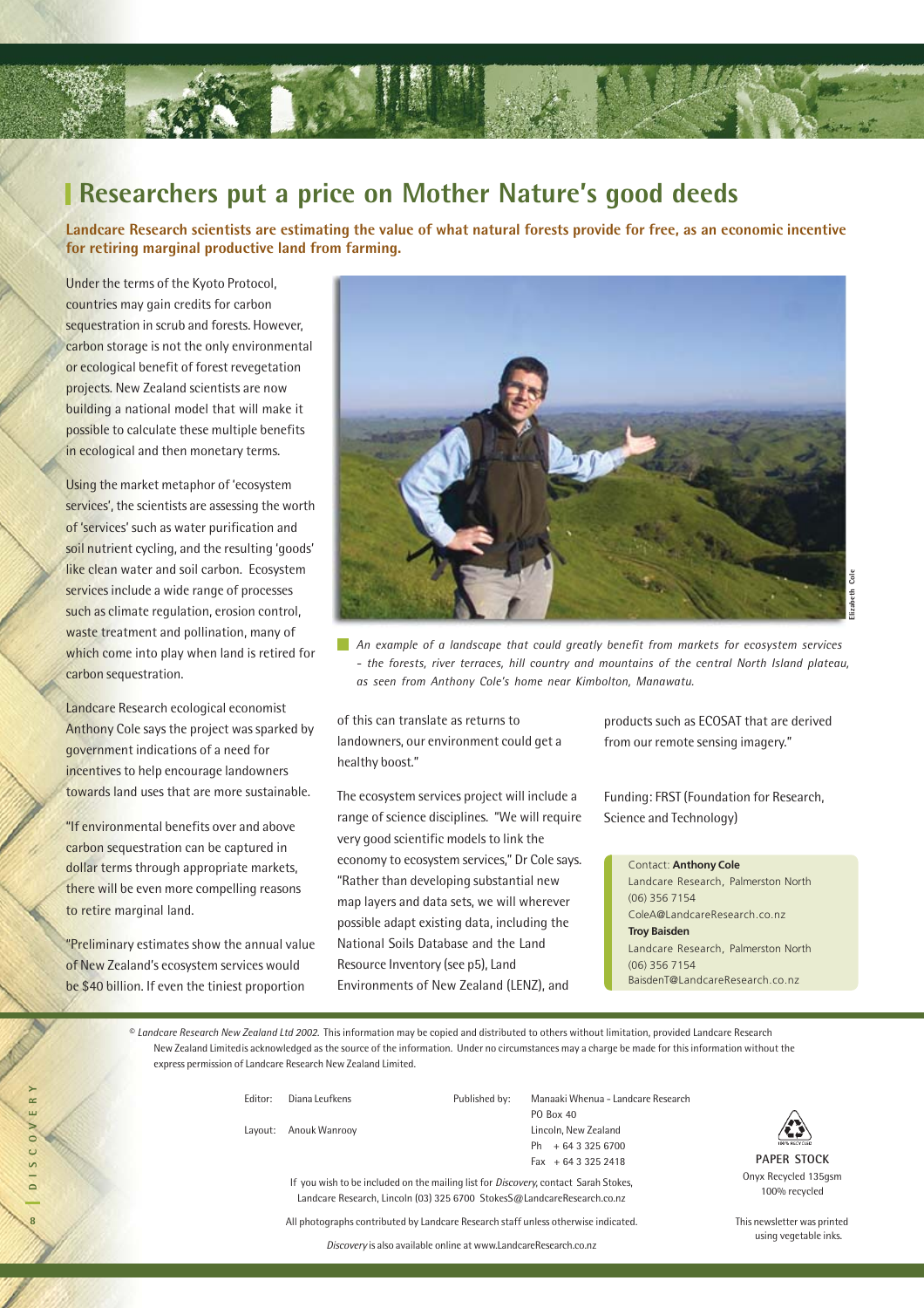# Researchers put a price on Mother Nature's good deeds

**Landcare Research scientists are estimating the value of what natural forests provide for free, as an economic incentive for retiring marginal productive land from farming.**

Under the terms of the Kyoto Protocol, countries may gain credits for carbon sequestration in scrub and forests. However, carbon storage is not the only environmental or ecological benefit of forest revegetation projects. New Zealand scientists are now building a national model that will make it possible to calculate these multiple benefits in ecological and then monetary terms.

Using the market metaphor of 'ecosystem services', the scientists are assessing the worth of 'services' such as water purification and soil nutrient cycling, and the resulting 'goods' like clean water and soil carbon. Ecosystem services include a wide range of processes such as climate regulation, erosion control, waste treatment and pollination, many of which come into play when land is retired for carbon sequestration.

Landcare Research ecological economist Anthony Cole says the project was sparked by government indications of a need for incentives to help encourage landowners towards land uses that are more sustainable.

"If environmental benefits over and above carbon sequestration can be captured in dollar terms through appropriate markets, there will be even more compelling reasons to retire marginal land.

"Preliminary estimates show the annual value of New Zealand's ecosystem services would be $40 billion. If even the tiniest proportion of this can translate as returns to landowners, our environment could get a healthy boost."

Elizabeth Cole

*An example of a landscape that could greatly benefit from markets for ecosystem services - the forests, river terraces, hill country and mountains of the central North Island plateau, as seen from Anthony Cole's home near Kimbolton, Manawatu.*

The ecosystem services project will include a range of science disciplines. "We will require very good scientific models to link the economy to ecosystem services," Dr Cole says. "Rather than developing substantial new map layers and data sets, we will wherever possible adapt existing data, including the National Soils Database and the Land Resource Inventory (see p5), Land Environments of New Zealand (LENZ), and products such as ECOSAT that are derived from our remote sensing imagery."

Funding: FRST (Foundation for Research, Science and Technology)

Contact: **Anthony Cole**
Landcare Research, Palmerston North
(06) 356 7154
ColeA@LandcareResearch.co.nz
**Troy Baisden**
Landcare Research, Palmerston North
(06) 356 7154
BaisdenT@LandcareResearch.co.nz

© *Landcare Research New Zealand Ltd 2002.* This information may be copied and distributed to others without limitation, provided Landcare Research New Zealand Limited is acknowledged as the source of the information. Under no circumstances may a charge be made for this information without the express permission of Landcare Research New Zealand Limited.

Editor: Diana Leufkens

Layout: Anouk Wanrooy

Published by: Manaaki Whenua - Landcare Research
PO Box 40
Lincoln, New Zealand
Ph + 64 3 325 6700
Fax + 64 3 325 2418

If you wish to be included on the mailing list for *Discovery*, contact Sarah Stokes, Landcare Research, Lincoln (03) 325 6700 StokesS@LandcareResearch.co.nz

All photographs contributed by Landcare Research staff unless otherwise indicated.

*Discovery* is also available online at www.LandcareResearch.co.nz

PAPER STOCK
Onyx Recycled 135gsm
100% recycled

This newsletter was printed using vegetable inks.